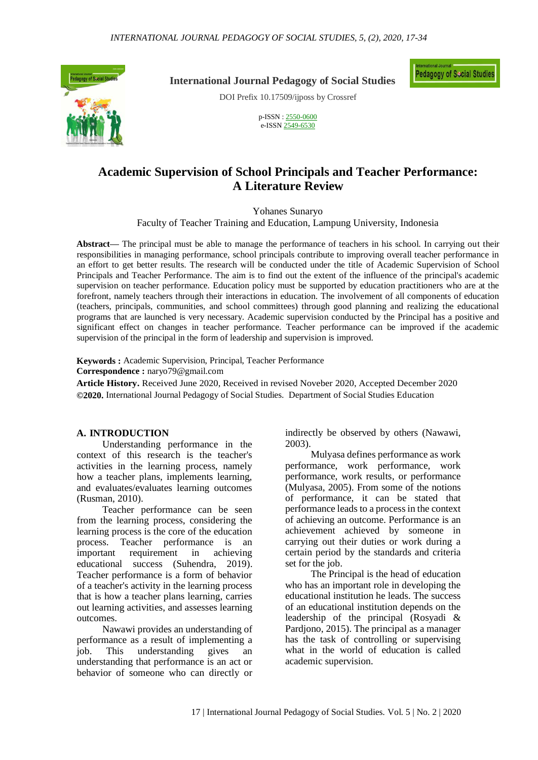**International Journal Pedagogy of Social Studies**

DOI Prefix 10.17509/ijposs by Crossref

p-ISSN : 2550-0600
e-ISSN 2549-6530

# Academic Supervision of School Principals and Teacher Performance: A Literature Review

Yohanes Sunaryo

Faculty of Teacher Training and Education, Lampung University, Indonesia

**Abstract**— The principal must be able to manage the performance of teachers in his school. In carrying out their responsibilities in managing performance, school principals contribute to improving overall teacher performance in an effort to get better results. The research will be conducted under the title of Academic Supervision of School Principals and Teacher Performance. The aim is to find out the extent of the influence of the principal's academic supervision on teacher performance. Education policy must be supported by education practitioners who are at the forefront, namely teachers through their interactions in education. The involvement of all components of education (teachers, principals, communities, and school committees) through good planning and realizing the educational programs that are launched is very necessary. Academic supervision conducted by the Principal has a positive and significant effect on changes in teacher performance. Teacher performance can be improved if the academic supervision of the principal in the form of leadership and supervision is improved.

**Keywords :** Academic Supervision, Principal, Teacher Performance
**Correspondence :** naryo79@gmail.com
**Article History.** Received June 2020, Received in revised Noveber 2020, Accepted December 2020
**©2020.** International Journal Pedagogy of Social Studies. Department of Social Studies Education

## A. INTRODUCTION

Understanding performance in the context of this research is the teacher's activities in the learning process, namely how a teacher plans, implements learning, and evaluates/evaluates learning outcomes (Rusman, 2010).

Teacher performance can be seen from the learning process, considering the learning process is the core of the education process. Teacher performance is an important requirement in achieving educational success (Suhendra, 2019). Teacher performance is a form of behavior of a teacher's activity in the learning process that is how a teacher plans learning, carries out learning activities, and assesses learning outcomes.

Nawawi provides an understanding of performance as a result of implementing a job. This understanding gives an understanding that performance is an act or behavior of someone who can directly or indirectly be observed by others (Nawawi, 2003).

Mulyasa defines performance as work performance, work performance, work performance, work results, or performance (Mulyasa, 2005). From some of the notions of performance, it can be stated that performance leads to a process in the context of achieving an outcome. Performance is an achievement achieved by someone in carrying out their duties or work during a certain period by the standards and criteria set for the job.

The Principal is the head of education who has an important role in developing the educational institution he leads. The success of an educational institution depends on the leadership of the principal (Rosyadi & Pardjono, 2015). The principal as a manager has the task of controlling or supervising what in the world of education is called academic supervision.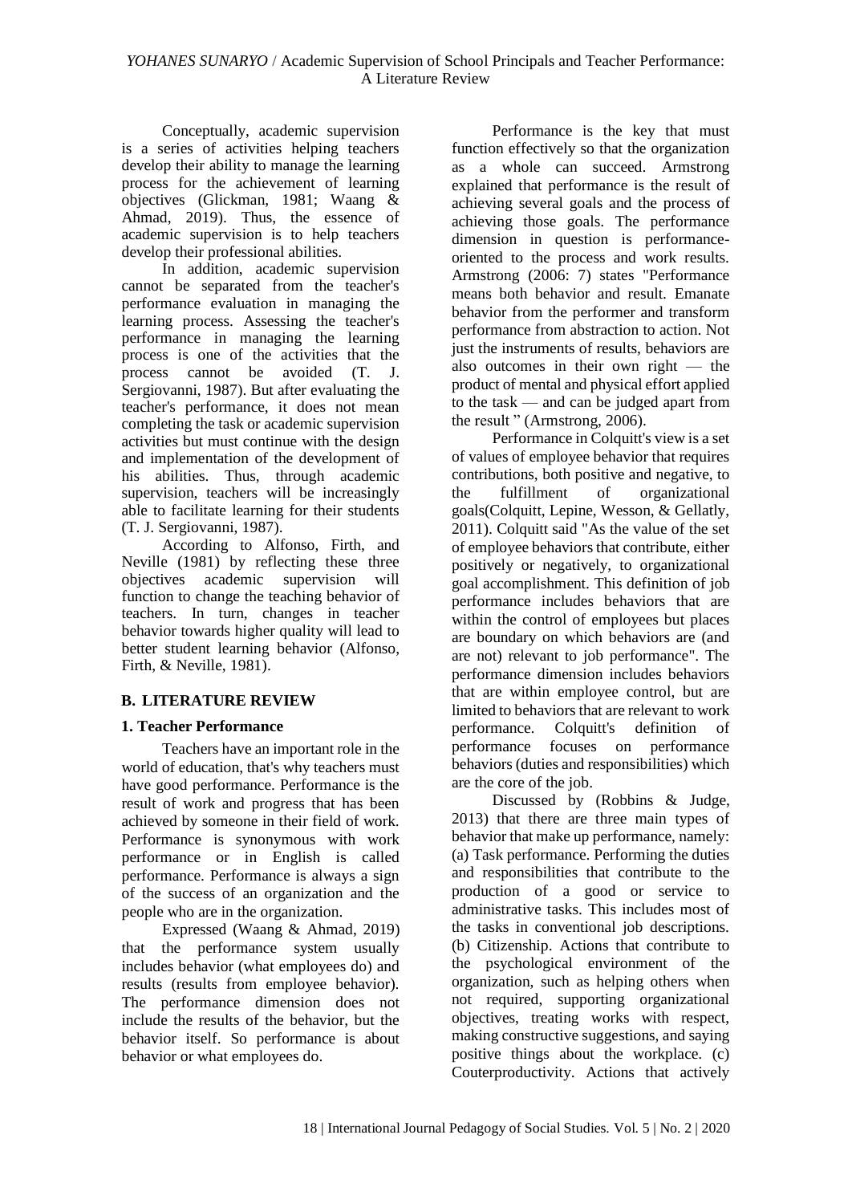Conceptually, academic supervision is a series of activities helping teachers develop their ability to manage the learning process for the achievement of learning objectives (Glickman, 1981; Waang & Ahmad, 2019). Thus, the essence of academic supervision is to help teachers develop their professional abilities.

In addition, academic supervision cannot be separated from the teacher's performance evaluation in managing the learning process. Assessing the teacher's performance in managing the learning process is one of the activities that the process cannot be avoided (T. J. Sergiovanni, 1987). But after evaluating the teacher's performance, it does not mean completing the task or academic supervision activities but must continue with the design and implementation of the development of his abilities. Thus, through academic supervision, teachers will be increasingly able to facilitate learning for their students (T. J. Sergiovanni, 1987).

According to Alfonso, Firth, and Neville (1981) by reflecting these three objectives academic supervision will function to change the teaching behavior of teachers. In turn, changes in teacher behavior towards higher quality will lead to better student learning behavior (Alfonso, Firth, & Neville, 1981).

## B. LITERATURE REVIEW

### 1. Teacher Performance

Teachers have an important role in the world of education, that's why teachers must have good performance. Performance is the result of work and progress that has been achieved by someone in their field of work. Performance is synonymous with work performance or in English is called performance. Performance is always a sign of the success of an organization and the people who are in the organization.

Expressed (Waang & Ahmad, 2019) that the performance system usually includes behavior (what employees do) and results (results from employee behavior). The performance dimension does not include the results of the behavior, but the behavior itself. So performance is about behavior or what employees do.

Performance is the key that must function effectively so that the organization as a whole can succeed. Armstrong explained that performance is the result of achieving several goals and the process of achieving those goals. The performance dimension in question is performance-oriented to the process and work results. Armstrong (2006: 7) states "Performance means both behavior and result. Emanate behavior from the performer and transform performance from abstraction to action. Not just the instruments of results, behaviors are also outcomes in their own right — the product of mental and physical effort applied to the task — and can be judged apart from the result " (Armstrong, 2006).

Performance in Colquitt's view is a set of values of employee behavior that requires contributions, both positive and negative, to the fulfillment of organizational goals(Colquitt, Lepine, Wesson, & Gellatly, 2011). Colquitt said "As the value of the set of employee behaviors that contribute, either positively or negatively, to organizational goal accomplishment. This definition of job performance includes behaviors that are within the control of employees but places are boundary on which behaviors are (and are not) relevant to job performance". The performance dimension includes behaviors that are within employee control, but are limited to behaviors that are relevant to work performance. Colquitt's definition of performance focuses on performance behaviors (duties and responsibilities) which are the core of the job.

Discussed by (Robbins & Judge, 2013) that there are three main types of behavior that make up performance, namely: (a) Task performance. Performing the duties and responsibilities that contribute to the production of a good or service to administrative tasks. This includes most of the tasks in conventional job descriptions. (b) Citizenship. Actions that contribute to the psychological environment of the organization, such as helping others when not required, supporting organizational objectives, treating works with respect, making constructive suggestions, and saying positive things about the workplace. (c) Couterproductivity. Actions that actively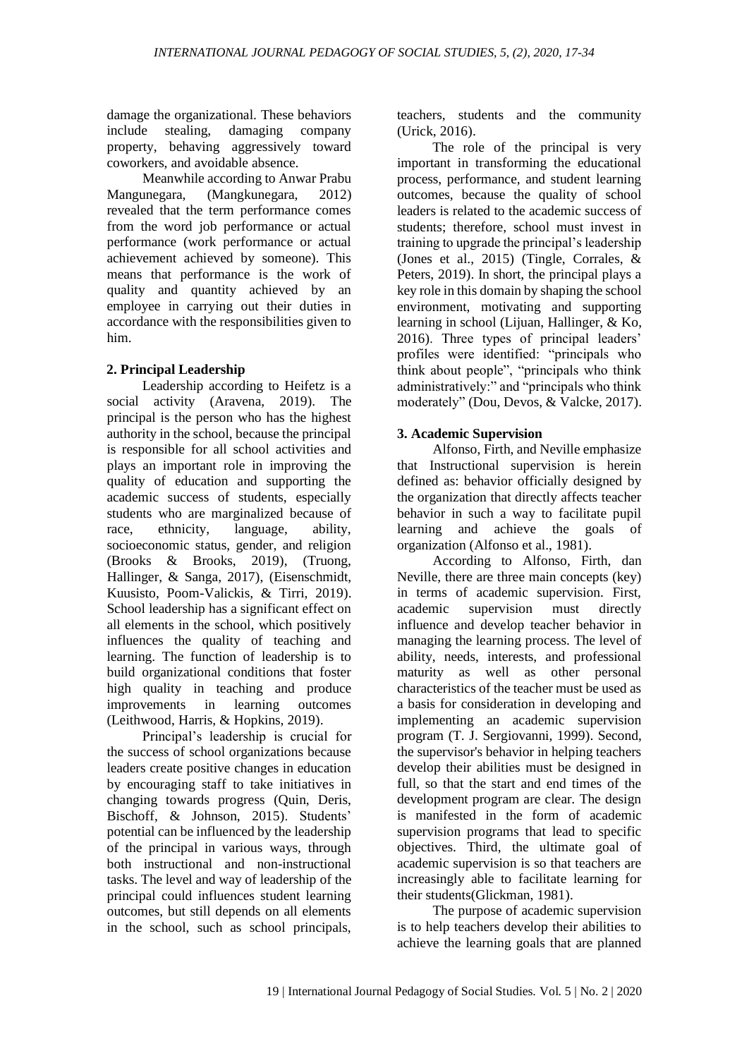damage the organizational. These behaviors include stealing, damaging company property, behaving aggressively toward coworkers, and avoidable absence.

Meanwhile according to Anwar Prabu Mangunegara, (Mangkunegara, 2012) revealed that the term performance comes from the word job performance or actual performance (work performance or actual achievement achieved by someone). This means that performance is the work of quality and quantity achieved by an employee in carrying out their duties in accordance with the responsibilities given to him.

## 2. Principal Leadership

Leadership according to Heifetz is a social activity (Aravena, 2019). The principal is the person who has the highest authority in the school, because the principal is responsible for all school activities and plays an important role in improving the quality of education and supporting the academic success of students, especially students who are marginalized because of race, ethnicity, language, ability, socioeconomic status, gender, and religion (Brooks & Brooks, 2019), (Truong, Hallinger, & Sanga, 2017), (Eisenschmidt, Kuusisto, Poom-Valickis, & Tirri, 2019). School leadership has a significant effect on all elements in the school, which positively influences the quality of teaching and learning. The function of leadership is to build organizational conditions that foster high quality in teaching and produce improvements in learning outcomes (Leithwood, Harris, & Hopkins, 2019).

Principal's leadership is crucial for the success of school organizations because leaders create positive changes in education by encouraging staff to take initiatives in changing towards progress (Quin, Deris, Bischoff, & Johnson, 2015). Students' potential can be influenced by the leadership of the principal in various ways, through both instructional and non-instructional tasks. The level and way of leadership of the principal could influences student learning outcomes, but still depends on all elements in the school, such as school principals, teachers, students and the community (Urick, 2016).

The role of the principal is very important in transforming the educational process, performance, and student learning outcomes, because the quality of school leaders is related to the academic success of students; therefore, school must invest in training to upgrade the principal's leadership (Jones et al., 2015) (Tingle, Corrales, & Peters, 2019). In short, the principal plays a key role in this domain by shaping the school environment, motivating and supporting learning in school (Lijuan, Hallinger, & Ko, 2016). Three types of principal leaders' profiles were identified: "principals who think about people", "principals who think administratively:" and "principals who think moderately" (Dou, Devos, & Valcke, 2017).

## 3. Academic Supervision

Alfonso, Firth, and Neville emphasize that Instructional supervision is herein defined as: behavior officially designed by the organization that directly affects teacher behavior in such a way to facilitate pupil learning and achieve the goals of organization (Alfonso et al., 1981).

According to Alfonso, Firth, dan Neville, there are three main concepts (key) in terms of academic supervision. First, academic supervision must directly influence and develop teacher behavior in managing the learning process. The level of ability, needs, interests, and professional maturity as well as other personal characteristics of the teacher must be used as a basis for consideration in developing and implementing an academic supervision program (T. J. Sergiovanni, 1999). Second, the supervisor's behavior in helping teachers develop their abilities must be designed in full, so that the start and end times of the development program are clear. The design is manifested in the form of academic supervision programs that lead to specific objectives. Third, the ultimate goal of academic supervision is so that teachers are increasingly able to facilitate learning for their students(Glickman, 1981).

The purpose of academic supervision is to help teachers develop their abilities to achieve the learning goals that are planned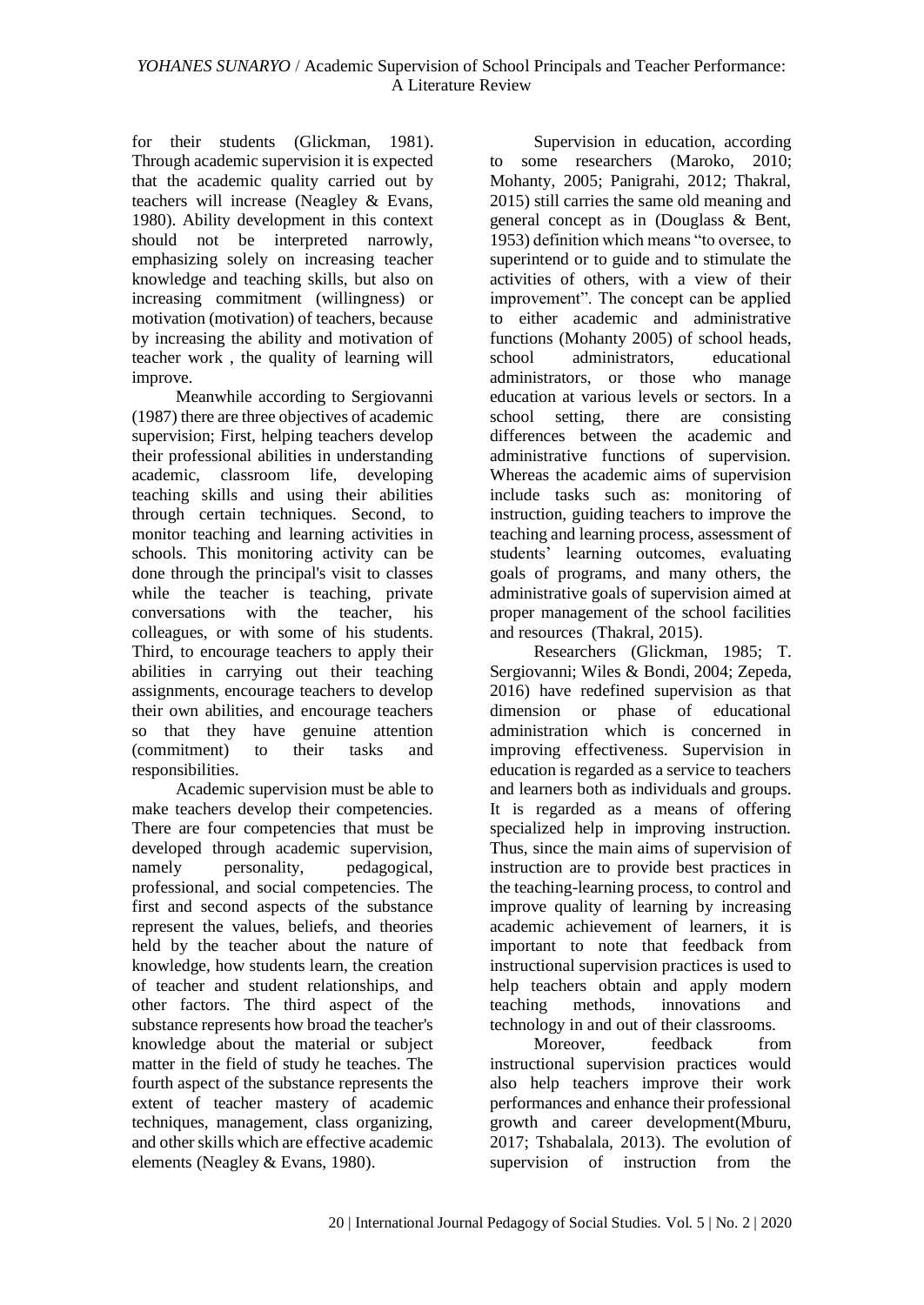for their students (Glickman, 1981). Through academic supervision it is expected that the academic quality carried out by teachers will increase (Neagley & Evans, 1980). Ability development in this context should not be interpreted narrowly, emphasizing solely on increasing teacher knowledge and teaching skills, but also on increasing commitment (willingness) or motivation (motivation) of teachers, because by increasing the ability and motivation of teacher work , the quality of learning will improve.

Meanwhile according to Sergiovanni (1987) there are three objectives of academic supervision; First, helping teachers develop their professional abilities in understanding academic, classroom life, developing teaching skills and using their abilities through certain techniques. Second, to monitor teaching and learning activities in schools. This monitoring activity can be done through the principal's visit to classes while the teacher is teaching, private conversations with the teacher, his colleagues, or with some of his students. Third, to encourage teachers to apply their abilities in carrying out their teaching assignments, encourage teachers to develop their own abilities, and encourage teachers so that they have genuine attention (commitment) to their tasks and responsibilities.

Academic supervision must be able to make teachers develop their competencies. There are four competencies that must be developed through academic supervision, namely personality, pedagogical, professional, and social competencies. The first and second aspects of the substance represent the values, beliefs, and theories held by the teacher about the nature of knowledge, how students learn, the creation of teacher and student relationships, and other factors. The third aspect of the substance represents how broad the teacher's knowledge about the material or subject matter in the field of study he teaches. The fourth aspect of the substance represents the extent of teacher mastery of academic techniques, management, class organizing, and other skills which are effective academic elements (Neagley & Evans, 1980).

Supervision in education, according to some researchers (Maroko, 2010; Mohanty, 2005; Panigrahi, 2012; Thakral, 2015) still carries the same old meaning and general concept as in (Douglass & Bent, 1953) definition which means "to oversee, to superintend or to guide and to stimulate the activities of others, with a view of their improvement". The concept can be applied to either academic and administrative functions (Mohanty 2005) of school heads, school administrators, educational administrators, or those who manage education at various levels or sectors. In a school setting, there are consisting differences between the academic and administrative functions of supervision. Whereas the academic aims of supervision include tasks such as: monitoring of instruction, guiding teachers to improve the teaching and learning process, assessment of students' learning outcomes, evaluating goals of programs, and many others, the administrative goals of supervision aimed at proper management of the school facilities and resources (Thakral, 2015).

Researchers (Glickman, 1985; T. Sergiovanni; Wiles & Bondi, 2004; Zepeda, 2016) have redefined supervision as that dimension or phase of educational administration which is concerned in improving effectiveness. Supervision in education is regarded as a service to teachers and learners both as individuals and groups. It is regarded as a means of offering specialized help in improving instruction. Thus, since the main aims of supervision of instruction are to provide best practices in the teaching-learning process, to control and improve quality of learning by increasing academic achievement of learners, it is important to note that feedback from instructional supervision practices is used to help teachers obtain and apply modern teaching methods, innovations and technology in and out of their classrooms.

Moreover, feedback from instructional supervision practices would also help teachers improve their work performances and enhance their professional growth and career development(Mburu, 2017; Tshabalala, 2013). The evolution of supervision of instruction from the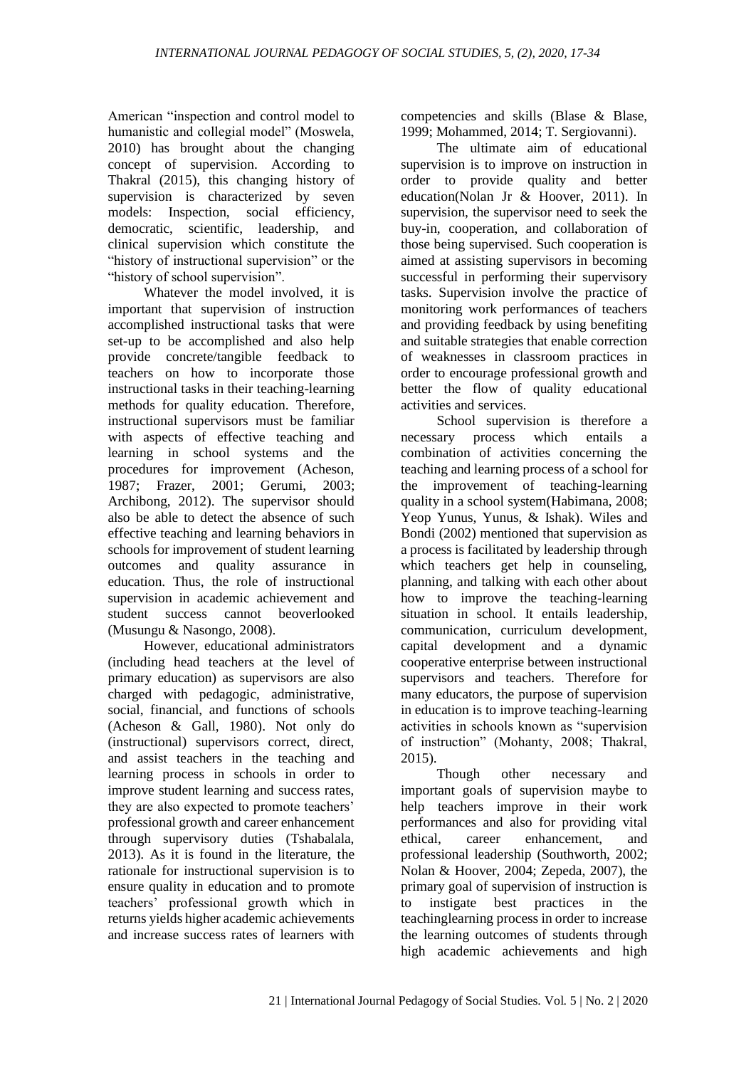American "inspection and control model to humanistic and collegial model" (Moswela, 2010) has brought about the changing concept of supervision. According to Thakral (2015), this changing history of supervision is characterized by seven models: Inspection, social efficiency, democratic, scientific, leadership, and clinical supervision which constitute the "history of instructional supervision" or the "history of school supervision".

Whatever the model involved, it is important that supervision of instruction accomplished instructional tasks that were set-up to be accomplished and also help provide concrete/tangible feedback to teachers on how to incorporate those instructional tasks in their teaching-learning methods for quality education. Therefore, instructional supervisors must be familiar with aspects of effective teaching and learning in school systems and the procedures for improvement (Acheson, 1987; Frazer, 2001; Gerumi, 2003; Archibong, 2012). The supervisor should also be able to detect the absence of such effective teaching and learning behaviors in schools for improvement of student learning outcomes and quality assurance in education. Thus, the role of instructional supervision in academic achievement and student success cannot beoverlooked (Musungu & Nasongo, 2008).

However, educational administrators (including head teachers at the level of primary education) as supervisors are also charged with pedagogic, administrative, social, financial, and functions of schools (Acheson & Gall, 1980). Not only do (instructional) supervisors correct, direct, and assist teachers in the teaching and learning process in schools in order to improve student learning and success rates, they are also expected to promote teachers' professional growth and career enhancement through supervisory duties (Tshabalala, 2013). As it is found in the literature, the rationale for instructional supervision is to ensure quality in education and to promote teachers' professional growth which in returns yields higher academic achievements and increase success rates of learners with competencies and skills (Blase & Blase, 1999; Mohammed, 2014; T. Sergiovanni).

The ultimate aim of educational supervision is to improve on instruction in order to provide quality and better education(Nolan Jr & Hoover, 2011). In supervision, the supervisor need to seek the buy-in, cooperation, and collaboration of those being supervised. Such cooperation is aimed at assisting supervisors in becoming successful in performing their supervisory tasks. Supervision involve the practice of monitoring work performances of teachers and providing feedback by using benefiting and suitable strategies that enable correction of weaknesses in classroom practices in order to encourage professional growth and better the flow of quality educational activities and services.

School supervision is therefore a necessary process which entails a combination of activities concerning the teaching and learning process of a school for the improvement of teaching-learning quality in a school system(Habimana, 2008; Yeop Yunus, Yunus, & Ishak). Wiles and Bondi (2002) mentioned that supervision as a process is facilitated by leadership through which teachers get help in counseling, planning, and talking with each other about how to improve the teaching-learning situation in school. It entails leadership, communication, curriculum development, capital development and a dynamic cooperative enterprise between instructional supervisors and teachers. Therefore for many educators, the purpose of supervision in education is to improve teaching-learning activities in schools known as "supervision of instruction" (Mohanty, 2008; Thakral, 2015).

Though other necessary and important goals of supervision maybe to help teachers improve in their work performances and also for providing vital ethical, career enhancement, and professional leadership (Southworth, 2002; Nolan & Hoover, 2004; Zepeda, 2007), the primary goal of supervision of instruction is to instigate best practices in the teachinglearning process in order to increase the learning outcomes of students through high academic achievements and high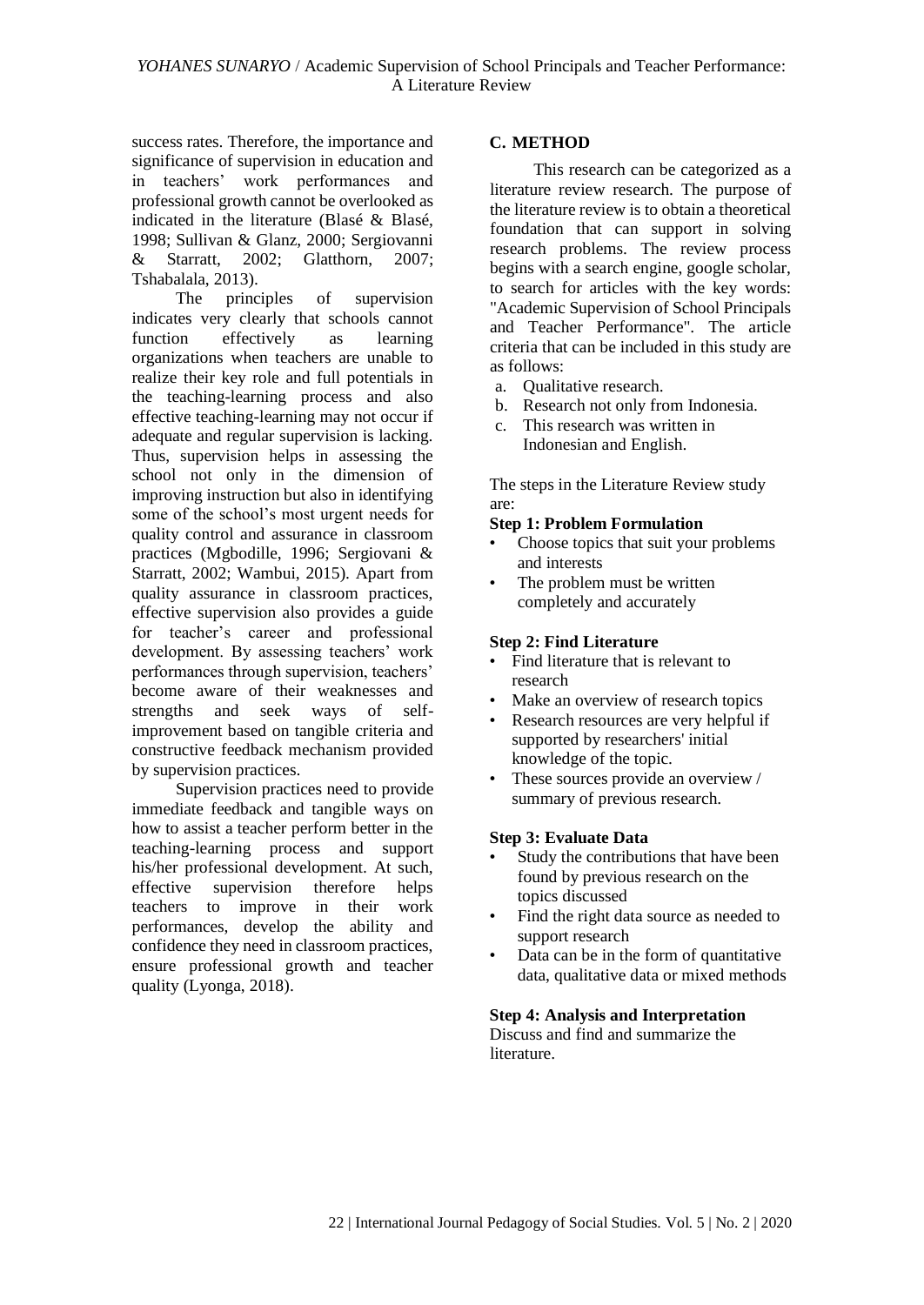success rates. Therefore, the importance and significance of supervision in education and in teachers' work performances and professional growth cannot be overlooked as indicated in the literature (Blasé & Blasé, 1998; Sullivan & Glanz, 2000; Sergiovanni & Starratt, 2002; Glatthorn, 2007; Tshabalala, 2013).

The principles of supervision indicates very clearly that schools cannot function effectively as learning organizations when teachers are unable to realize their key role and full potentials in the teaching-learning process and also effective teaching-learning may not occur if adequate and regular supervision is lacking. Thus, supervision helps in assessing the school not only in the dimension of improving instruction but also in identifying some of the school's most urgent needs for quality control and assurance in classroom practices (Mgbodille, 1996; Sergiovani & Starratt, 2002; Wambui, 2015). Apart from quality assurance in classroom practices, effective supervision also provides a guide for teacher's career and professional development. By assessing teachers' work performances through supervision, teachers' become aware of their weaknesses and strengths and seek ways of self-improvement based on tangible criteria and constructive feedback mechanism provided by supervision practices.

Supervision practices need to provide immediate feedback and tangible ways on how to assist a teacher perform better in the teaching-learning process and support his/her professional development. At such, effective supervision therefore helps teachers to improve in their work performances, develop the ability and confidence they need in classroom practices, ensure professional growth and teacher quality (Lyonga, 2018).

## C. METHOD

This research can be categorized as a literature review research. The purpose of the literature review is to obtain a theoretical foundation that can support in solving research problems. The review process begins with a search engine, google scholar, to search for articles with the key words: "Academic Supervision of School Principals and Teacher Performance". The article criteria that can be included in this study are as follows:

a. Qualitative research.
b. Research not only from Indonesia.
c. This research was written in Indonesian and English.

The steps in the Literature Review study are:

**Step 1: Problem Formulation**

- Choose topics that suit your problems and interests
- The problem must be written completely and accurately

**Step 2: Find Literature**

- Find literature that is relevant to research
- Make an overview of research topics
- Research resources are very helpful if supported by researchers' initial knowledge of the topic.
- These sources provide an overview / summary of previous research.

**Step 3: Evaluate Data**

- Study the contributions that have been found by previous research on the topics discussed
- Find the right data source as needed to support research
- Data can be in the form of quantitative data, qualitative data or mixed methods

**Step 4: Analysis and Interpretation**

Discuss and find and summarize the literature.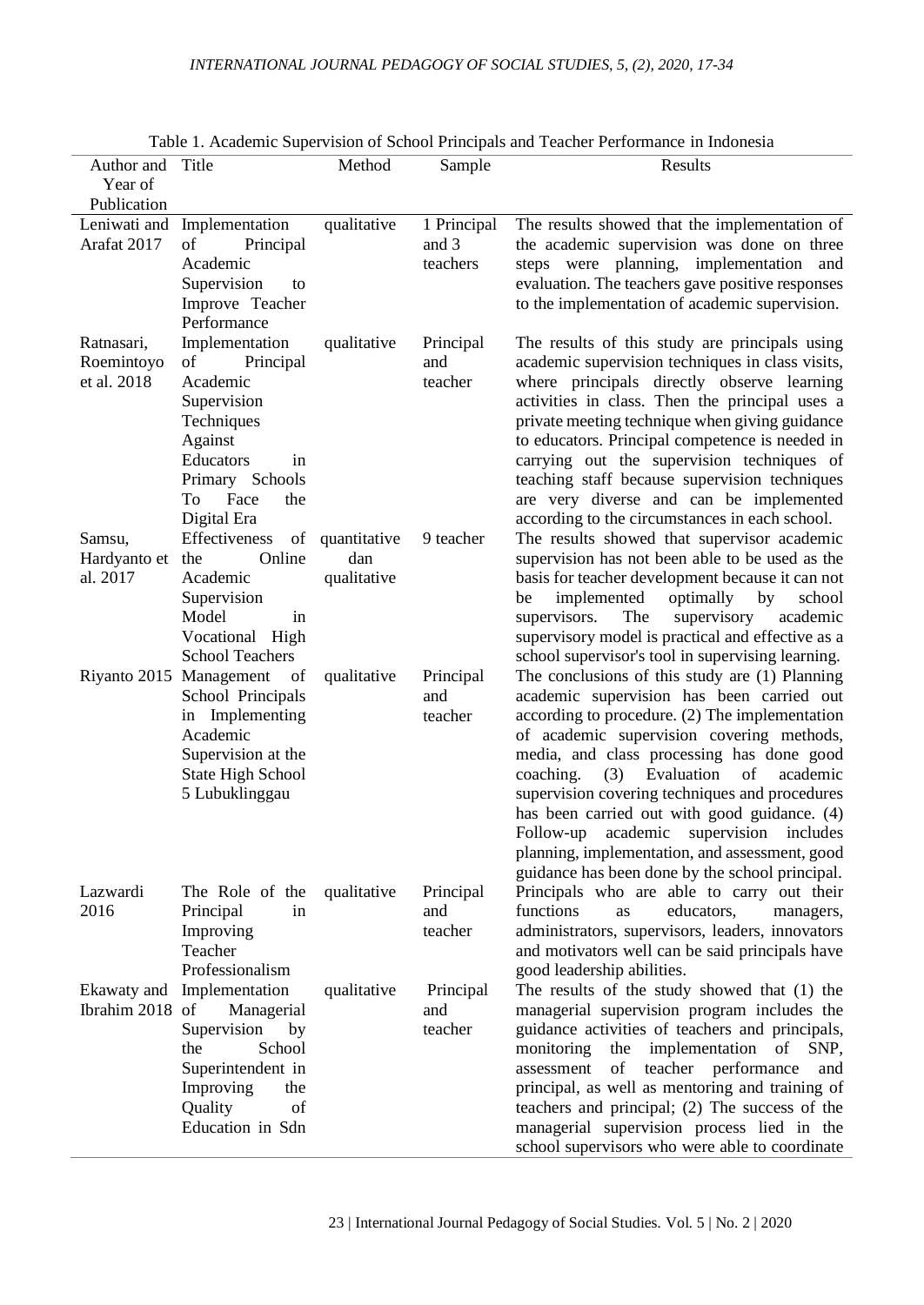Table 1. Academic Supervision of School Principals and Teacher Performance in Indonesia

| Author and Year of Publication | Title | Method | Sample | Results |
|---|---|---|---|---|
| Leniwati and Arafat 2017 | Implementation of Principal Academic Supervision to Improve Teacher Performance | qualitative | 1 Principal and 3 teachers | The results showed that the implementation of the academic supervision was done on three steps were planning, implementation and evaluation. The teachers gave positive responses to the implementation of academic supervision. |
| Ratnasari, Roemintoyo et al. 2018 | Implementation of Principal Academic Supervision Techniques Against Educators in Primary Schools To Face the Digital Era | qualitative | Principal and teacher | The results of this study are principals using academic supervision techniques in class visits, where principals directly observe learning activities in class. Then the principal uses a private meeting technique when giving guidance to educators. Principal competence is needed in carrying out the supervision techniques of teaching staff because supervision techniques are very diverse and can be implemented according to the circumstances in each school. |
| Samsu, Hardyanto et al. 2017 | Effectiveness of the Online Academic Supervision Model in Vocational High School Teachers | quantitative dan qualitative | 9 teacher | The results showed that supervisor academic supervision has not been able to be used as the basis for teacher development because it can not be implemented optimally by school supervisors. The supervisory academic supervisory model is practical and effective as a school supervisor's tool in supervising learning. |
| Riyanto 2015 | Management of School Principals in Implementing Academic Supervision at the State High School 5 Lubuklinggau | qualitative | Principal and teacher | The conclusions of this study are (1) Planning academic supervision has been carried out according to procedure. (2) The implementation of academic supervision covering methods, media, and class processing has done good coaching. (3) Evaluation of academic supervision covering techniques and procedures has been carried out with good guidance. (4) Follow-up academic supervision includes planning, implementation, and assessment, good guidance has been done by the school principal. |
| Lazwardi 2016 | The Role of the Principal in Improving Teacher Professionalism | qualitative | Principal and teacher | Principals who are able to carry out their functions as educators, managers, administrators, supervisors, leaders, innovators and motivators well can be said principals have good leadership abilities. |
| Ekawaty and Ibrahim 2018 | Implementation of Managerial Supervision by the School Superintendent in Improving the Quality of Education in Sdn | qualitative | Principal and teacher | The results of the study showed that (1) the managerial supervision program includes the guidance activities of teachers and principals, monitoring the implementation of SNP, assessment of teacher performance and principal, as well as mentoring and training of teachers and principal; (2) The success of the managerial supervision process lied in the school supervisors who were able to coordinate |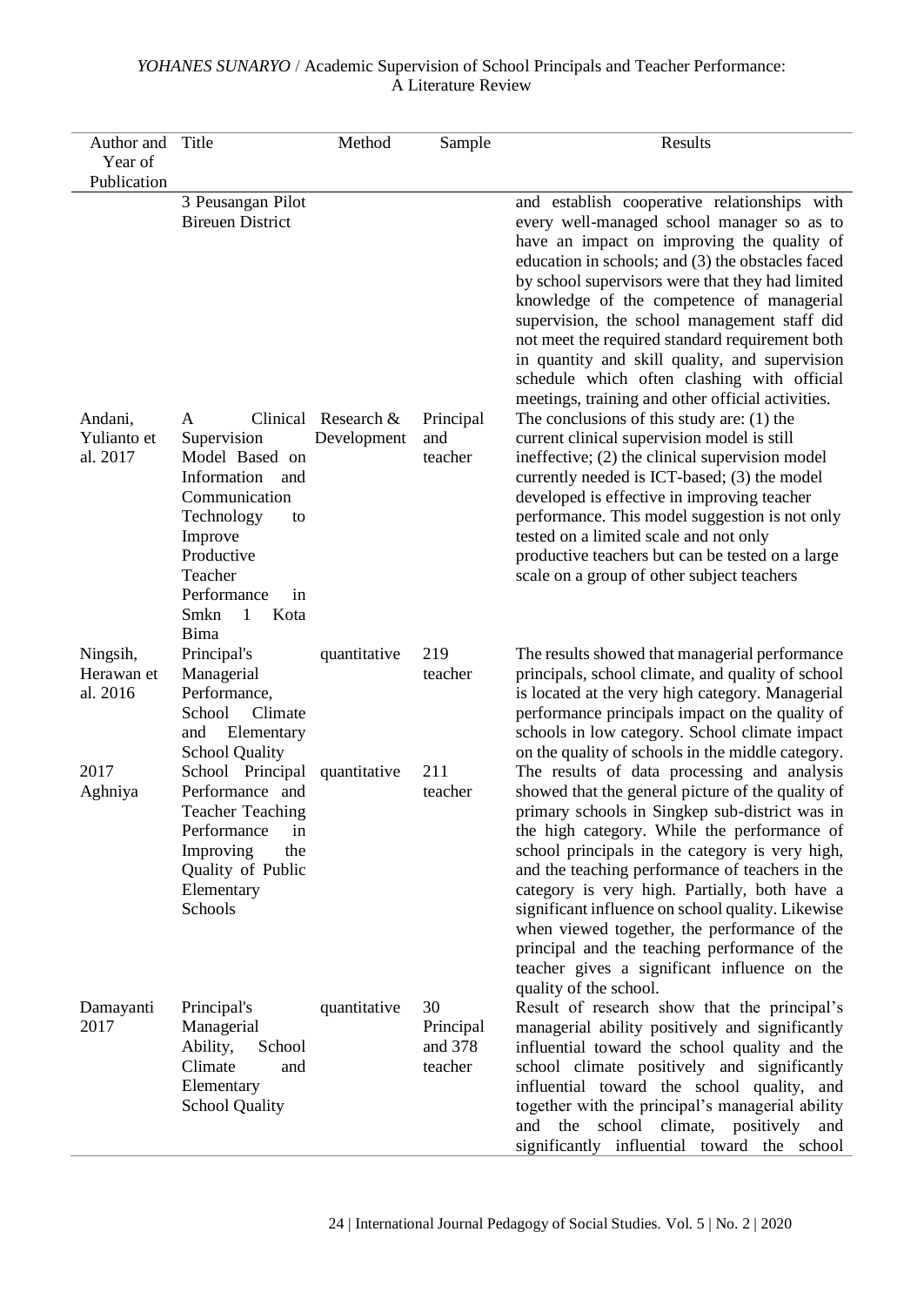| Author and Year of Publication | Title | Method | Sample | Results |
|---|---|---|---|---|
| | 3 Peusangan Pilot Bireuen District | | | and establish cooperative relationships with every well-managed school manager so as to have an impact on improving the quality of education in schools; and (3) the obstacles faced by school supervisors were that they had limited knowledge of the competence of managerial supervision, the school management staff did not meet the required standard requirement both in quantity and skill quality, and supervision schedule which often clashing with official meetings, training and other official activities. |
| Andani, Yulianto et al. 2017 | A Clinical Supervision Model Based on Information and Communication Technology to Improve Productive Teacher Performance in Smkn 1 Kota Bima | Research & Development | Principal and teacher | The conclusions of this study are: (1) the current clinical supervision model is still ineffective; (2) the clinical supervision model currently needed is ICT-based; (3) the model developed is effective in improving teacher performance. This model suggestion is not only tested on a limited scale and not only productive teachers but can be tested on a large scale on a group of other subject teachers |
| Ningsih, Herawan et al. 2016 | Principal's Managerial Performance, School Climate and Elementary School Quality | quantitative | 219 teacher | The results showed that managerial performance principals, school climate, and quality of school is located at the very high category. Managerial performance principals impact on the quality of schools in low category. School climate impact on the quality of schools in the middle category. |
| 2017 Aghniya | School Principal Performance and Teacher Teaching Performance in Improving the Quality of Public Elementary Schools | quantitative | 211 teacher | The results of data processing and analysis showed that the general picture of the quality of primary schools in Singkep sub-district was in the high category. While the performance of school principals in the category is very high, and the teaching performance of teachers in the category is very high. Partially, both have a significant influence on school quality. Likewise when viewed together, the performance of the principal and the teaching performance of the teacher gives a significant influence on the quality of the school. |
| Damayanti 2017 | Principal's Managerial Ability, School Climate and Elementary School Quality | quantitative | 30 Principal and 378 teacher | Result of research show that the principal's managerial ability positively and significantly influential toward the school quality and the school climate positively and significantly influential toward the school quality, and together with the principal's managerial ability and the school climate, positively and significantly influential toward the school |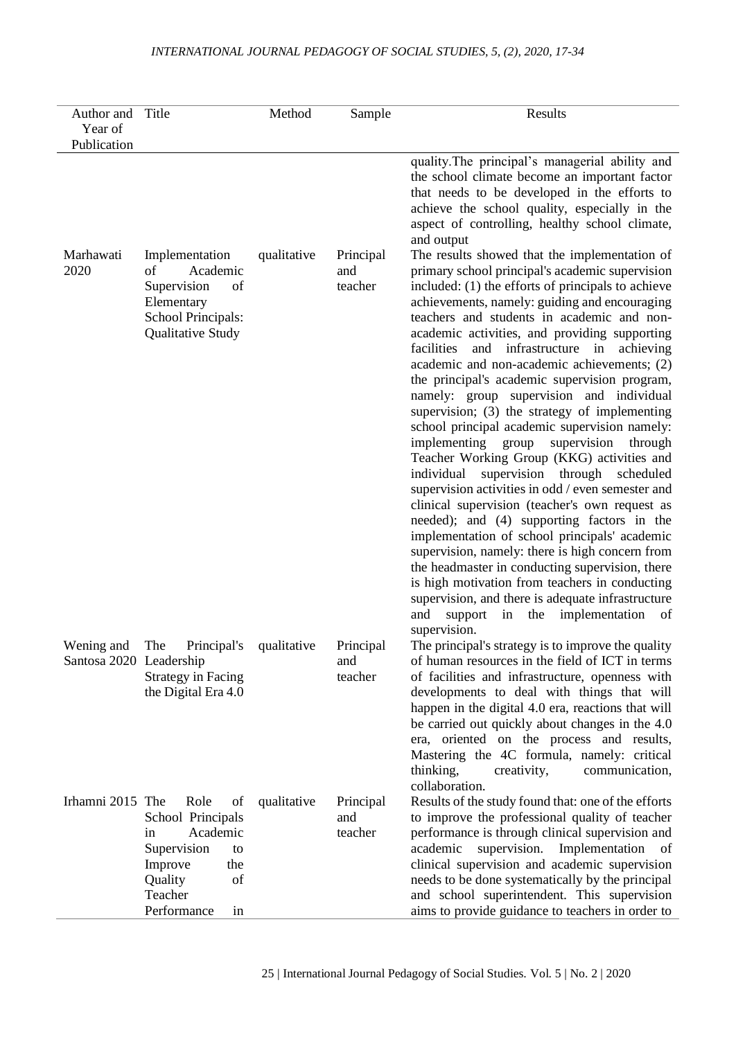| Author and Year of Publication | Title | Method | Sample | Results |
|---|---|---|---|---|
| | | | | quality.The principal's managerial ability and the school climate become an important factor that needs to be developed in the efforts to achieve the school quality, especially in the aspect of controlling, healthy school climate, and output |
| Marhawati 2020 | Implementation of Academic Supervision of Elementary School Principals: Qualitative Study | qualitative | Principal and teacher | The results showed that the implementation of primary school principal's academic supervision included: (1) the efforts of principals to achieve achievements, namely: guiding and encouraging teachers and students in academic and non-academic activities, and providing supporting facilities and infrastructure in achieving academic and non-academic achievements; (2) the principal's academic supervision program, namely: group supervision and individual supervision; (3) the strategy of implementing school principal academic supervision namely: implementing group supervision through Teacher Working Group (KKG) activities and individual supervision through scheduled supervision activities in odd / even semester and clinical supervision (teacher's own request as needed); and (4) supporting factors in the implementation of school principals' academic supervision, namely: there is high concern from the headmaster in conducting supervision, there is high motivation from teachers in conducting supervision, and there is adequate infrastructure and support in the implementation of supervision. |
| Wening and Santosa 2020 | The Principal's Leadership Strategy in Facing the Digital Era 4.0 | qualitative | Principal and teacher | The principal's strategy is to improve the quality of human resources in the field of ICT in terms of facilities and infrastructure, openness with developments to deal with things that will happen in the digital 4.0 era, reactions that will be carried out quickly about changes in the 4.0 era, oriented on the process and results, Mastering the 4C formula, namely: critical thinking, creativity, communication, collaboration. |
| Irhamni 2015 | The Role of School Principals in Academic Supervision to Improve the Quality of Teacher Performance in | qualitative | Principal and teacher | Results of the study found that: one of the efforts to improve the professional quality of teacher performance is through clinical supervision and academic supervision. Implementation of clinical supervision and academic supervision needs to be done systematically by the principal and school superintendent. This supervision aims to provide guidance to teachers in order to |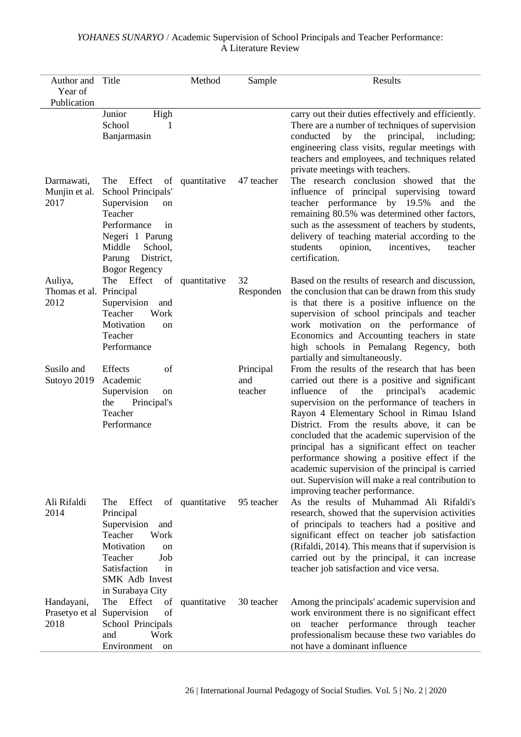| Author and Year of Publication | Title | Method | Sample | Results |
|---|---|---|---|---|
| | Junior High School 1 Banjarmasin | | | carry out their duties effectively and efficiently. There are a number of techniques of supervision conducted by the principal, including; engineering class visits, regular meetings with teachers and employees, and techniques related private meetings with teachers. |
| Darmawati, Munjin et al. 2017 | The Effect of School Principals' Supervision on Teacher Performance in Negeri 1 Parung Middle School, Parung District, Bogor Regency | quantitative | 47 teacher | The research conclusion showed that the influence of principal supervising toward teacher performance by 19.5% and the remaining 80.5% was determined other factors, such as the assessment of teachers by students, delivery of teaching material according to the students opinion, incentives, teacher certification. |
| Auliya, Thomas et al. 2012 | The Effect of Principal Supervision and Teacher Work Motivation on Teacher Performance | quantitative | 32 Responden | Based on the results of research and discussion, the conclusion that can be drawn from this study is that there is a positive influence on the supervision of school principals and teacher work motivation on the performance of Economics and Accounting teachers in state high schools in Pemalang Regency, both partially and simultaneously. |
| Susilo and Sutoyo 2019 | Effects of Academic Supervision on the Principal's Teacher Performance | | Principal and teacher | From the results of the research that has been carried out there is a positive and significant influence of the principal's academic supervision on the performance of teachers in Rayon 4 Elementary School in Rimau Island District. From the results above, it can be concluded that the academic supervision of the principal has a significant effect on teacher performance showing a positive effect if the academic supervision of the principal is carried out. Supervision will make a real contribution to improving teacher performance. |
| Ali Rifaldi 2014 | The Effect of Principal Supervision and Teacher Work Motivation on Teacher Job Satisfaction in SMK Adb Invest in Surabaya City | quantitative | 95 teacher | As the results of Muhammad Ali Rifaldi's research, showed that the supervision activities of principals to teachers had a positive and significant effect on teacher job satisfaction (Rifaldi, 2014). This means that if supervision is carried out by the principal, it can increase teacher job satisfaction and vice versa. |
| Handayani, Prasetyo et al 2018 | The Effect of Supervision of School Principals and Work Environment on | quantitative | 30 teacher | Among the principals' academic supervision and work environment there is no significant effect on teacher performance through teacher professionalism because these two variables do not have a dominant influence |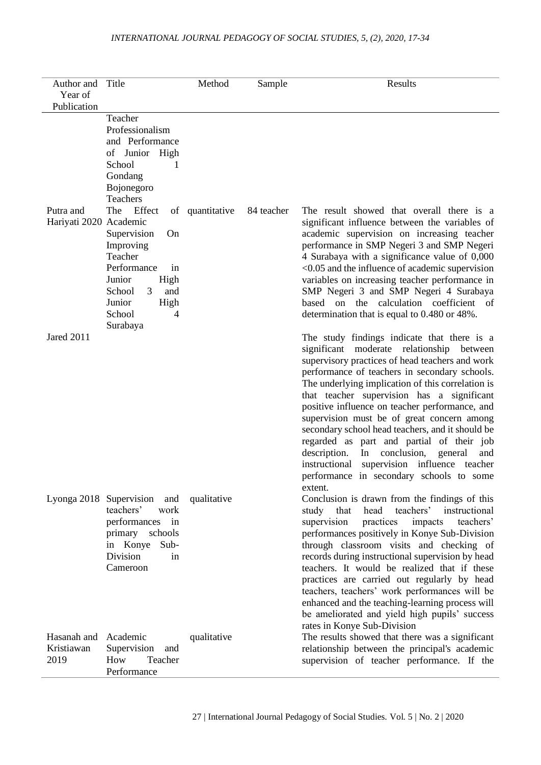| Author and Year of Publication | Title | Method | Sample | Results |
|---|---|---|---|---|
| | Teacher Professionalism and Performance of Junior High School 1 Gondang Bojonegoro Teachers | | | |
| Putra and Hariyati 2020 | The Effect of Academic Supervision On Improving Teacher Performance in Junior High School 3 and Junior High School 4 Surabaya | quantitative | 84 teacher | The result showed that overall there is a significant influence between the variables of academic supervision on increasing teacher performance in SMP Negeri 3 and SMP Negeri 4 Surabaya with a significance value of 0,000 <0.05 and the influence of academic supervision variables on increasing teacher performance in SMP Negeri 3 and SMP Negeri 4 Surabaya based on the calculation coefficient of determination that is equal to 0.480 or 48%. |
| Jared 2011 | | | | The study findings indicate that there is a significant moderate relationship between supervisory practices of head teachers and work performance of teachers in secondary schools. The underlying implication of this correlation is that teacher supervision has a significant positive influence on teacher performance, and supervision must be of great concern among secondary school head teachers, and it should be regarded as part and partial of their job description. In conclusion, general and instructional supervision influence teacher performance in secondary schools to some extent. |
| Lyonga 2018 | Supervision and teachers' work performances in primary schools in Konye Sub-Division in Cameroon | qualitative | | Conclusion is drawn from the findings of this study that head teachers' instructional supervision practices impacts teachers' performances positively in Konye Sub-Division through classroom visits and checking of records during instructional supervision by head teachers. It would be realized that if these practices are carried out regularly by head teachers, teachers' work performances will be enhanced and the teaching-learning process will be ameliorated and yield high pupils' success rates in Konye Sub-Division |
| Hasanah and Kristiawan 2019 | Academic Supervision and How Teacher Performance | qualitative | | The results showed that there was a significant relationship between the principal's academic supervision of teacher performance. If the |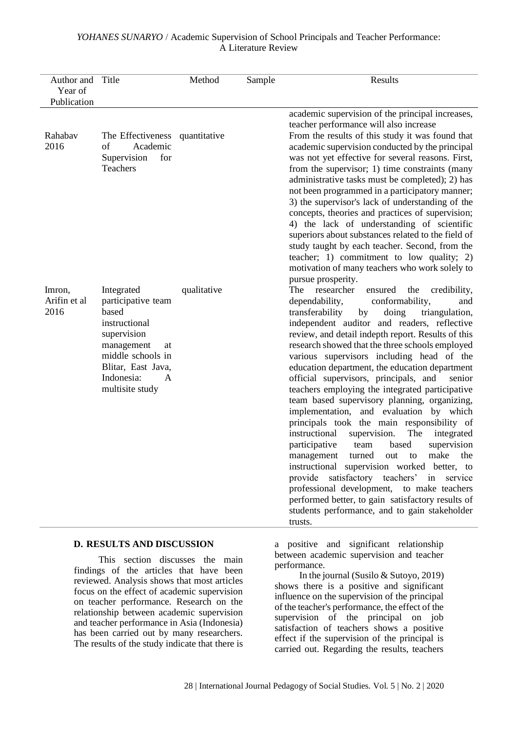| Author and Year of Publication | Title | Method | Sample | Results |
|---|---|---|---|---|
| | | | | academic supervision of the principal increases, teacher performance will also increase |
| Rahabav 2016 | The Effectiveness of Academic Supervision for Teachers | quantitative | | From the results of this study it was found that academic supervision conducted by the principal was not yet effective for several reasons. First, from the supervisor; 1) time constraints (many administrative tasks must be completed); 2) has not been programmed in a participatory manner; 3) the supervisor's lack of understanding of the concepts, theories and practices of supervision; 4) the lack of understanding of scientific superiors about substances related to the field of study taught by each teacher. Second, from the teacher; 1) commitment to low quality; 2) motivation of many teachers who work solely to pursue prosperity. |
| Imron, Arifin et al 2016 | Integrated participative team based instructional supervision management at middle schools in Blitar, East Java, Indonesia: A multisite study | qualitative | | The researcher ensured the credibility, dependability, conformability, and transferability by doing triangulation, independent auditor and readers, reflective review, and detail indepth report. Results of this research showed that the three schools employed various supervisors including head of the education department, the education department official supervisors, principals, and senior teachers employing the integrated participative team based supervisory planning, organizing, implementation, and evaluation by which principals took the main responsibility of instructional supervision. The integrated participative team based supervision management turned out to make the instructional supervision worked better, to provide satisfactory teachers' in service professional development, to make teachers performed better, to gain satisfactory results of students performance, and to gain stakeholder trusts. |

## D. RESULTS AND DISCUSSION

This section discusses the main findings of the articles that have been reviewed. Analysis shows that most articles focus on the effect of academic supervision on teacher performance. Research on the relationship between academic supervision and teacher performance in Asia (Indonesia) has been carried out by many researchers. The results of the study indicate that there is a positive and significant relationship between academic supervision and teacher performance.

In the journal (Susilo & Sutoyo, 2019) shows there is a positive and significant influence on the supervision of the principal of the teacher's performance, the effect of the supervision of the principal on job satisfaction of teachers shows a positive effect if the supervision of the principal is carried out. Regarding the results, teachers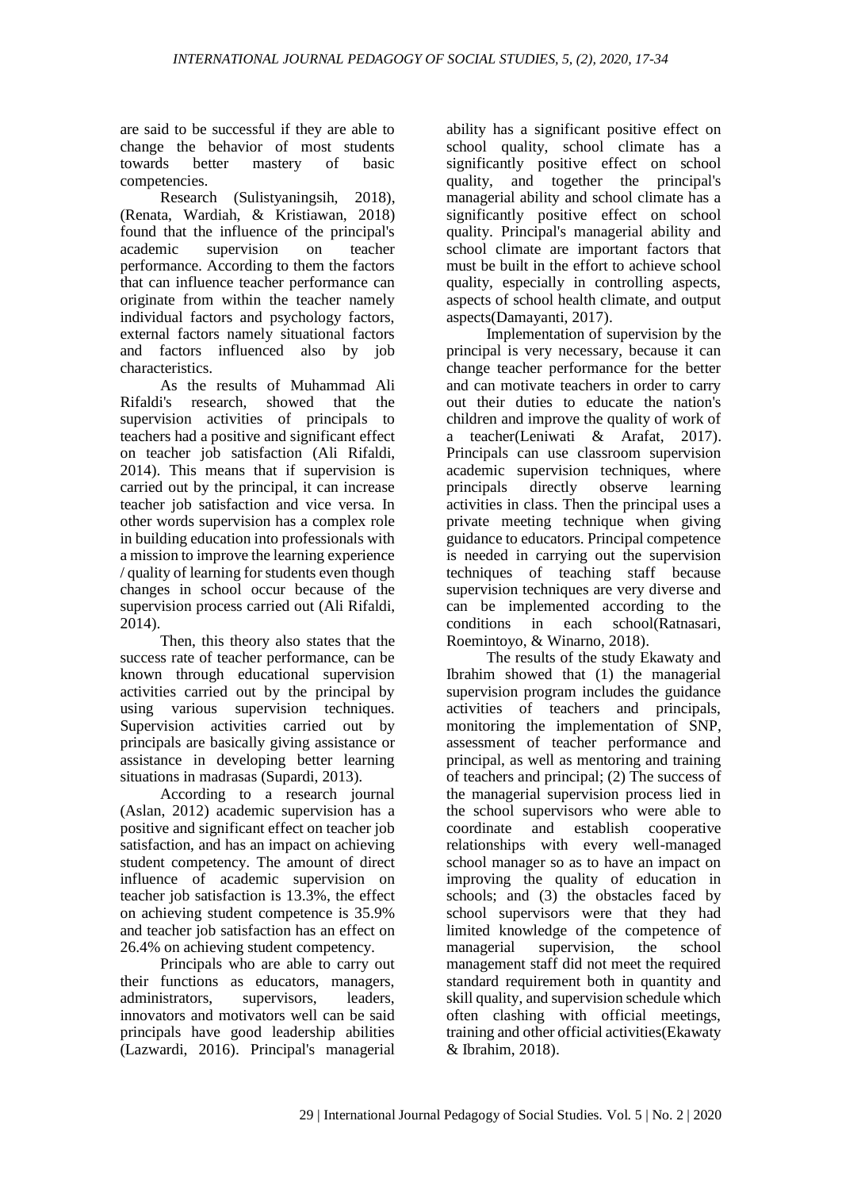are said to be successful if they are able to change the behavior of most students towards better mastery of basic competencies.

Research (Sulistyaningsih, 2018), (Renata, Wardiah, & Kristiawan, 2018) found that the influence of the principal's academic supervision on teacher performance. According to them the factors that can influence teacher performance can originate from within the teacher namely individual factors and psychology factors, external factors namely situational factors and factors influenced also by job characteristics.

As the results of Muhammad Ali Rifaldi's research, showed that the supervision activities of principals to teachers had a positive and significant effect on teacher job satisfaction (Ali Rifaldi, 2014). This means that if supervision is carried out by the principal, it can increase teacher job satisfaction and vice versa. In other words supervision has a complex role in building education into professionals with a mission to improve the learning experience / quality of learning for students even though changes in school occur because of the supervision process carried out (Ali Rifaldi, 2014).

Then, this theory also states that the success rate of teacher performance, can be known through educational supervision activities carried out by the principal by using various supervision techniques. Supervision activities carried out by principals are basically giving assistance or assistance in developing better learning situations in madrasas (Supardi, 2013).

According to a research journal (Aslan, 2012) academic supervision has a positive and significant effect on teacher job satisfaction, and has an impact on achieving student competency. The amount of direct influence of academic supervision on teacher job satisfaction is 13.3%, the effect on achieving student competence is 35.9% and teacher job satisfaction has an effect on 26.4% on achieving student competency.

Principals who are able to carry out their functions as educators, managers, administrators, supervisors, leaders, innovators and motivators well can be said principals have good leadership abilities (Lazwardi, 2016). Principal's managerial ability has a significant positive effect on school quality, school climate has a significantly positive effect on school quality, and together the principal's managerial ability and school climate has a significantly positive effect on school quality. Principal's managerial ability and school climate are important factors that must be built in the effort to achieve school quality, especially in controlling aspects, aspects of school health climate, and output aspects(Damayanti, 2017).

Implementation of supervision by the principal is very necessary, because it can change teacher performance for the better and can motivate teachers in order to carry out their duties to educate the nation's children and improve the quality of work of a teacher(Leniwati & Arafat, 2017). Principals can use classroom supervision academic supervision techniques, where principals directly observe learning activities in class. Then the principal uses a private meeting technique when giving guidance to educators. Principal competence is needed in carrying out the supervision techniques of teaching staff because supervision techniques are very diverse and can be implemented according to the conditions in each school(Ratnasari, Roemintoyo, & Winarno, 2018).

The results of the study Ekawaty and Ibrahim showed that (1) the managerial supervision program includes the guidance activities of teachers and principals, monitoring the implementation of SNP, assessment of teacher performance and principal, as well as mentoring and training of teachers and principal; (2) The success of the managerial supervision process lied in the school supervisors who were able to coordinate and establish cooperative relationships with every well-managed school manager so as to have an impact on improving the quality of education in schools; and (3) the obstacles faced by school supervisors were that they had limited knowledge of the competence of managerial supervision, the school management staff did not meet the required standard requirement both in quantity and skill quality, and supervision schedule which often clashing with official meetings, training and other official activities(Ekawaty & Ibrahim, 2018).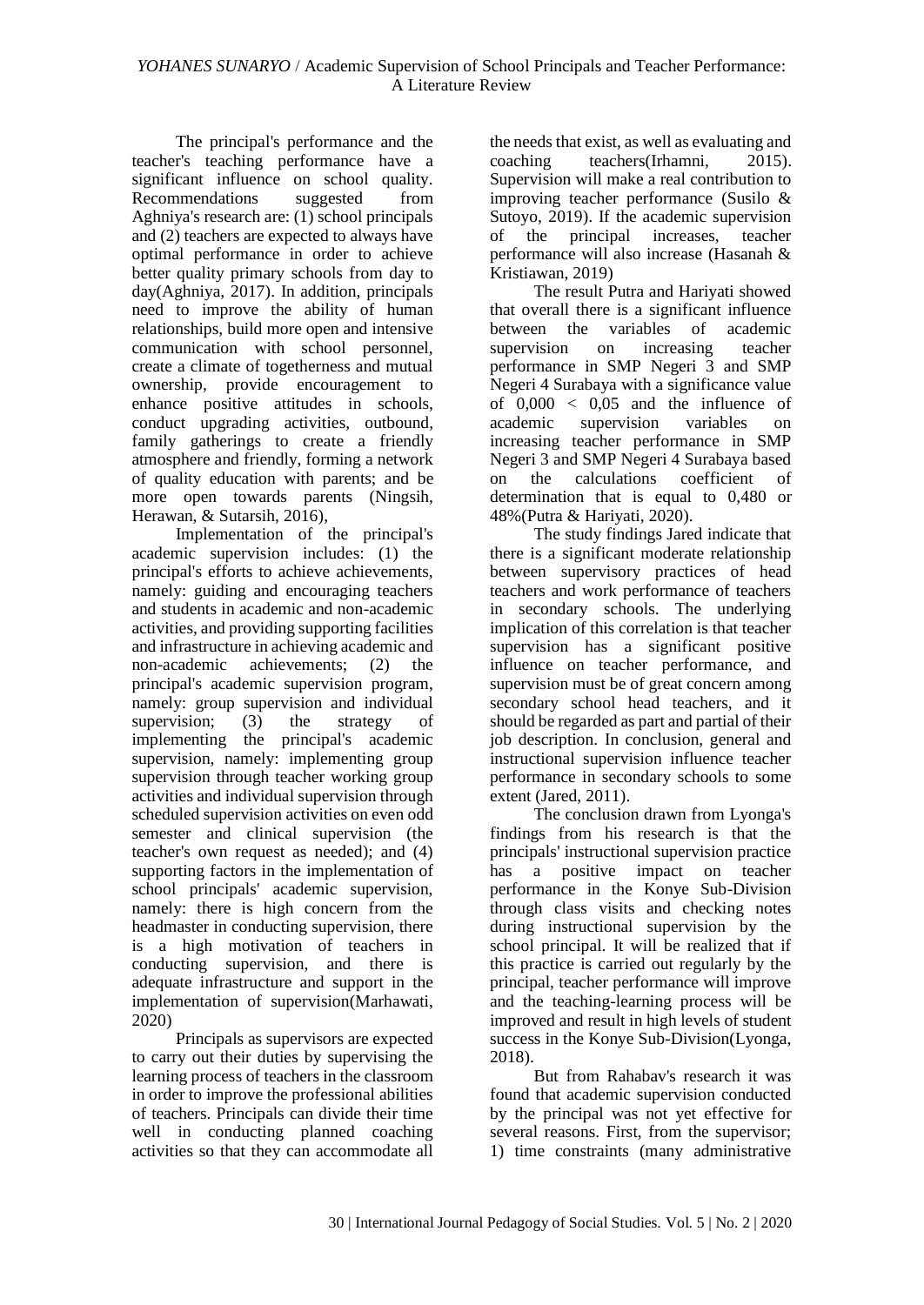The principal's performance and the teacher's teaching performance have a significant influence on school quality. Recommendations suggested from Aghniya's research are: (1) school principals and (2) teachers are expected to always have optimal performance in order to achieve better quality primary schools from day to day(Aghniya, 2017). In addition, principals need to improve the ability of human relationships, build more open and intensive communication with school personnel, create a climate of togetherness and mutual ownership, provide encouragement to enhance positive attitudes in schools, conduct upgrading activities, outbound, family gatherings to create a friendly atmosphere and friendly, forming a network of quality education with parents; and be more open towards parents (Ningsih, Herawan, & Sutarsih, 2016),

Implementation of the principal's academic supervision includes: (1) the principal's efforts to achieve achievements, namely: guiding and encouraging teachers and students in academic and non-academic activities, and providing supporting facilities and infrastructure in achieving academic and non-academic achievements; (2) the principal's academic supervision program, namely: group supervision and individual supervision; (3) the strategy of implementing the principal's academic supervision, namely: implementing group supervision through teacher working group activities and individual supervision through scheduled supervision activities on even odd semester and clinical supervision (the teacher's own request as needed); and (4) supporting factors in the implementation of school principals' academic supervision, namely: there is high concern from the headmaster in conducting supervision, there is a high motivation of teachers in conducting supervision, and there is adequate infrastructure and support in the implementation of supervision(Marhawati, 2020)

Principals as supervisors are expected to carry out their duties by supervising the learning process of teachers in the classroom in order to improve the professional abilities of teachers. Principals can divide their time well in conducting planned coaching activities so that they can accommodate all the needs that exist, as well as evaluating and coaching teachers(Irhamni, 2015). Supervision will make a real contribution to improving teacher performance (Susilo & Sutoyo, 2019). If the academic supervision of the principal increases, teacher performance will also increase (Hasanah & Kristiawan, 2019)

The result Putra and Hariyati showed that overall there is a significant influence between the variables of academic supervision on increasing teacher performance in SMP Negeri 3 and SMP Negeri 4 Surabaya with a significance value of 0,000 < 0,05 and the influence of academic supervision variables on increasing teacher performance in SMP Negeri 3 and SMP Negeri 4 Surabaya based on the calculations coefficient of determination that is equal to 0,480 or 48%(Putra & Hariyati, 2020).

The study findings Jared indicate that there is a significant moderate relationship between supervisory practices of head teachers and work performance of teachers in secondary schools. The underlying implication of this correlation is that teacher supervision has a significant positive influence on teacher performance, and supervision must be of great concern among secondary school head teachers, and it should be regarded as part and partial of their job description. In conclusion, general and instructional supervision influence teacher performance in secondary schools to some extent (Jared, 2011).

The conclusion drawn from Lyonga's findings from his research is that the principals' instructional supervision practice has a positive impact on teacher performance in the Konye Sub-Division through class visits and checking notes during instructional supervision by the school principal. It will be realized that if this practice is carried out regularly by the principal, teacher performance will improve and the teaching-learning process will be improved and result in high levels of student success in the Konye Sub-Division(Lyonga, 2018).

But from Rahabav's research it was found that academic supervision conducted by the principal was not yet effective for several reasons. First, from the supervisor; 1) time constraints (many administrative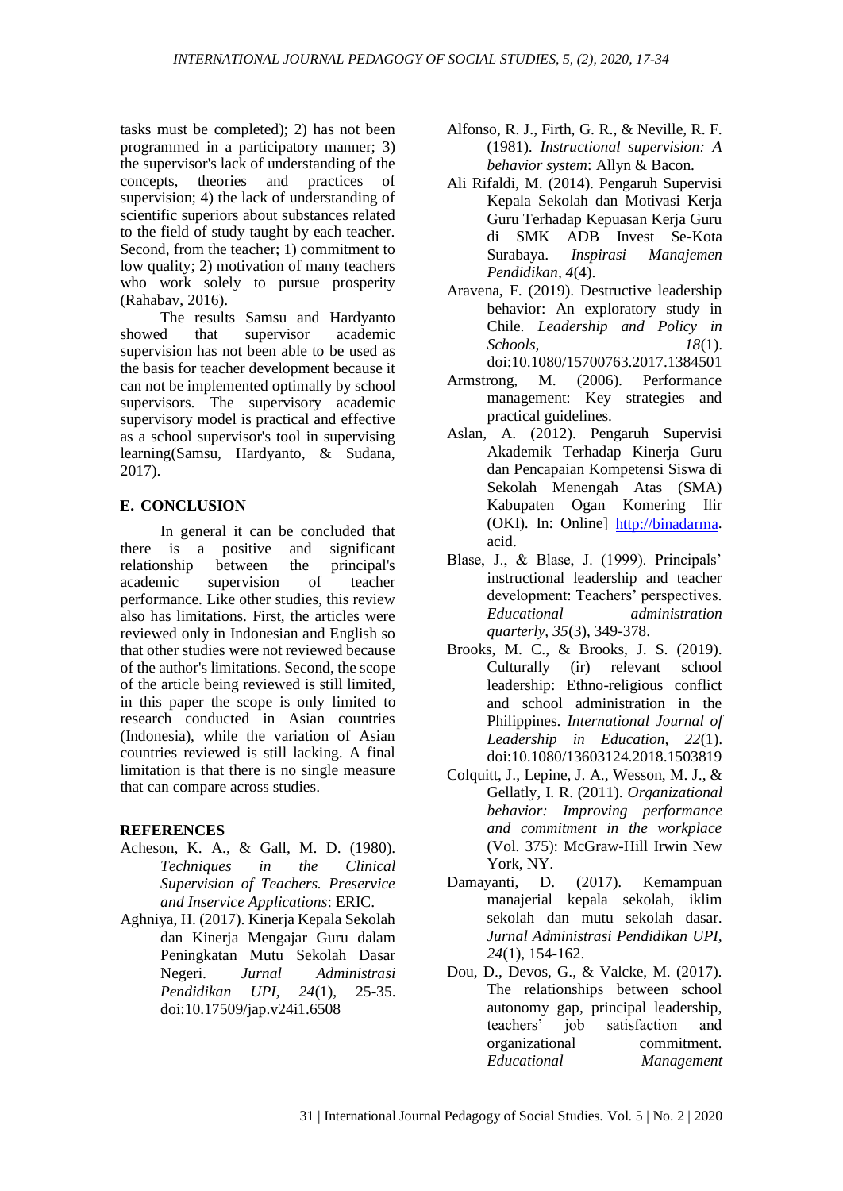tasks must be completed); 2) has not been programmed in a participatory manner; 3) the supervisor's lack of understanding of the concepts, theories and practices of supervision; 4) the lack of understanding of scientific superiors about substances related to the field of study taught by each teacher. Second, from the teacher; 1) commitment to low quality; 2) motivation of many teachers who work solely to pursue prosperity (Rahabav, 2016).

The results Samsu and Hardyanto showed that supervisor academic supervision has not been able to be used as the basis for teacher development because it can not be implemented optimally by school supervisors. The supervisory academic supervisory model is practical and effective as a school supervisor's tool in supervising learning(Samsu, Hardyanto, & Sudana, 2017).

## E. CONCLUSION

In general it can be concluded that there is a positive and significant relationship between the principal's academic supervision of teacher performance. Like other studies, this review also has limitations. First, the articles were reviewed only in Indonesian and English so that other studies were not reviewed because of the author's limitations. Second, the scope of the article being reviewed is still limited, in this paper the scope is only limited to research conducted in Asian countries (Indonesia), while the variation of Asian countries reviewed is still lacking. A final limitation is that there is no single measure that can compare across studies.

## REFERENCES

Acheson, K. A., & Gall, M. D. (1980). *Techniques in the Clinical Supervision of Teachers. Preservice and Inservice Applications*: ERIC.

Aghniya, H. (2017). Kinerja Kepala Sekolah dan Kinerja Mengajar Guru dalam Peningkatan Mutu Sekolah Dasar Negeri. *Jurnal Administrasi Pendidikan UPI, 24*(1), 25-35. doi:10.17509/jap.v24i1.6508

Alfonso, R. J., Firth, G. R., & Neville, R. F. (1981). *Instructional supervision: A behavior system*: Allyn & Bacon.

Ali Rifaldi, M. (2014). Pengaruh Supervisi Kepala Sekolah dan Motivasi Kerja Guru Terhadap Kepuasan Kerja Guru di SMK ADB Invest Se-Kota Surabaya. *Inspirasi Manajemen Pendidikan, 4*(4).

Aravena, F. (2019). Destructive leadership behavior: An exploratory study in Chile. *Leadership and Policy in Schools, 18*(1). doi:10.1080/15700763.2017.1384501

Armstrong, M. (2006). Performance management: Key strategies and practical guidelines.

Aslan, A. (2012). Pengaruh Supervisi Akademik Terhadap Kinerja Guru dan Pencapaian Kompetensi Siswa di Sekolah Menengah Atas (SMA) Kabupaten Ogan Komering Ilir (OKI). In: Online] http://binadarma. acid.

Blase, J., & Blase, J. (1999). Principals' instructional leadership and teacher development: Teachers' perspectives. *Educational administration quarterly, 35*(3), 349-378.

Brooks, M. C., & Brooks, J. S. (2019). Culturally (ir) relevant school leadership: Ethno-religious conflict and school administration in the Philippines. *International Journal of Leadership in Education, 22*(1). doi:10.1080/13603124.2018.1503819

Colquitt, J., Lepine, J. A., Wesson, M. J., & Gellatly, I. R. (2011). *Organizational behavior: Improving performance and commitment in the workplace* (Vol. 375): McGraw-Hill Irwin New York, NY.

Damayanti, D. (2017). Kemampuan manajerial kepala sekolah, iklim sekolah dan mutu sekolah dasar. *Jurnal Administrasi Pendidikan UPI, 24*(1), 154-162.

Dou, D., Devos, G., & Valcke, M. (2017). The relationships between school autonomy gap, principal leadership, teachers' job satisfaction and organizational commitment. *Educational Management*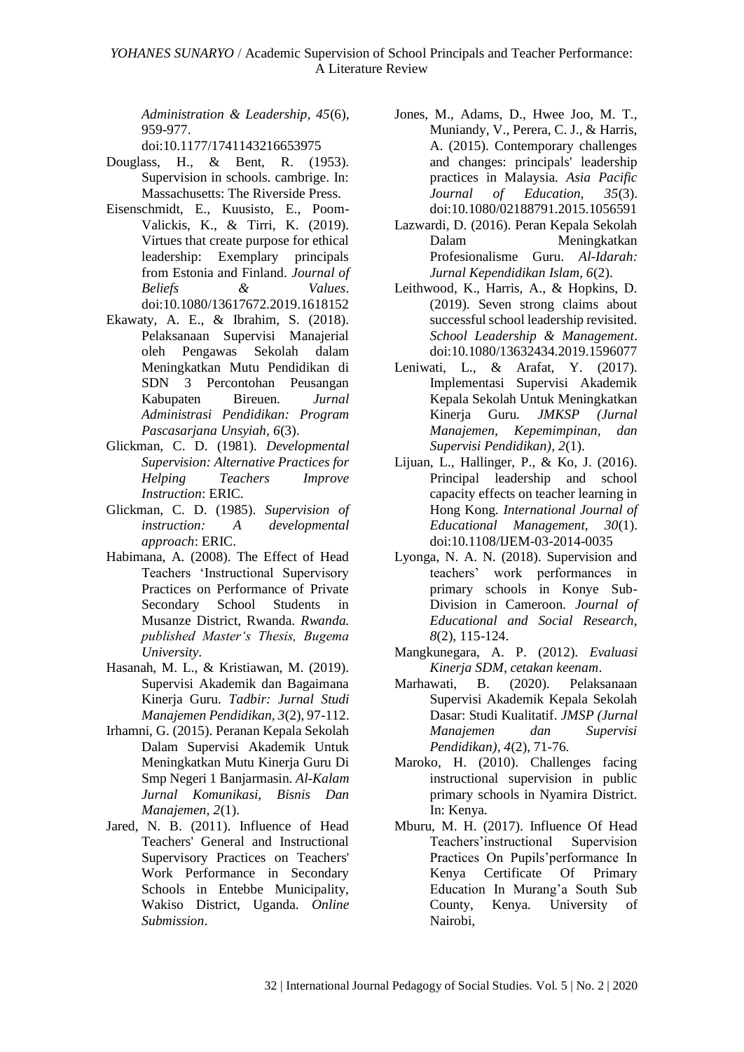*Administration & Leadership, 45*(6), 959-977. doi:10.1177/1741143216653975

Douglass, H., & Bent, R. (1953). Supervision in schools. cambrige. In: Massachusetts: The Riverside Press.

Eisenschmidt, E., Kuusisto, E., Poom-Valickis, K., & Tirri, K. (2019). Virtues that create purpose for ethical leadership: Exemplary principals from Estonia and Finland. *Journal of Beliefs & Values*. doi:10.1080/13617672.2019.1618152

Ekawaty, A. E., & Ibrahim, S. (2018). Pelaksanaan Supervisi Manajerial oleh Pengawas Sekolah dalam Meningkatkan Mutu Pendidikan di SDN 3 Percontohan Peusangan Kabupaten Bireuen. *Jurnal Administrasi Pendidikan: Program Pascasarjana Unsyiah, 6*(3).

Glickman, C. D. (1981). *Developmental Supervision: Alternative Practices for Helping Teachers Improve Instruction*: ERIC.

Glickman, C. D. (1985). *Supervision of instruction: A developmental approach*: ERIC.

Habimana, A. (2008). The Effect of Head Teachers 'Instructional Supervisory Practices on Performance of Private Secondary School Students in Musanze District, Rwanda. *Rwanda. published Master's Thesis, Bugema University*.

Hasanah, M. L., & Kristiawan, M. (2019). Supervisi Akademik dan Bagaimana Kinerja Guru. *Tadbir: Jurnal Studi Manajemen Pendidikan, 3*(2), 97-112.

Irhamni, G. (2015). Peranan Kepala Sekolah Dalam Supervisi Akademik Untuk Meningkatkan Mutu Kinerja Guru Di Smp Negeri 1 Banjarmasin. *Al-Kalam Jurnal Komunikasi, Bisnis Dan Manajemen, 2*(1).

Jared, N. B. (2011). Influence of Head Teachers' General and Instructional Supervisory Practices on Teachers' Work Performance in Secondary Schools in Entebbe Municipality, Wakiso District, Uganda. *Online Submission*.

Jones, M., Adams, D., Hwee Joo, M. T., Muniandy, V., Perera, C. J., & Harris, A. (2015). Contemporary challenges and changes: principals' leadership practices in Malaysia. *Asia Pacific Journal of Education, 35*(3). doi:10.1080/02188791.2015.1056591

Lazwardi, D. (2016). Peran Kepala Sekolah Dalam Meningkatkan Profesionalisme Guru. *Al-Idarah: Jurnal Kependidikan Islam, 6*(2).

Leithwood, K., Harris, A., & Hopkins, D. (2019). Seven strong claims about successful school leadership revisited. *School Leadership & Management*. doi:10.1080/13632434.2019.1596077

Leniwati, L., & Arafat, Y. (2017). Implementasi Supervisi Akademik Kepala Sekolah Untuk Meningkatkan Kinerja Guru. *JMKSP (Jurnal Manajemen, Kepemimpinan, dan Supervisi Pendidikan), 2*(1).

Lijuan, L., Hallinger, P., & Ko, J. (2016). Principal leadership and school capacity effects on teacher learning in Hong Kong. *International Journal of Educational Management, 30*(1). doi:10.1108/IJEM-03-2014-0035

Lyonga, N. A. N. (2018). Supervision and teachers' work performances in primary schools in Konye Sub-Division in Cameroon. *Journal of Educational and Social Research, 8*(2), 115-124.

Mangkunegara, A. P. (2012). *Evaluasi Kinerja SDM, cetakan keenam*.

Marhawati, B. (2020). Pelaksanaan Supervisi Akademik Kepala Sekolah Dasar: Studi Kualitatif. *JMSP (Jurnal Manajemen dan Supervisi Pendidikan), 4*(2), 71-76.

Maroko, H. (2010). Challenges facing instructional supervision in public primary schools in Nyamira District. In: Kenya.

Mburu, M. H. (2017). Influence Of Head Teachers'instructional Supervision Practices On Pupils'performance In Kenya Certificate Of Primary Education In Murang'a South Sub County, Kenya. University of Nairobi,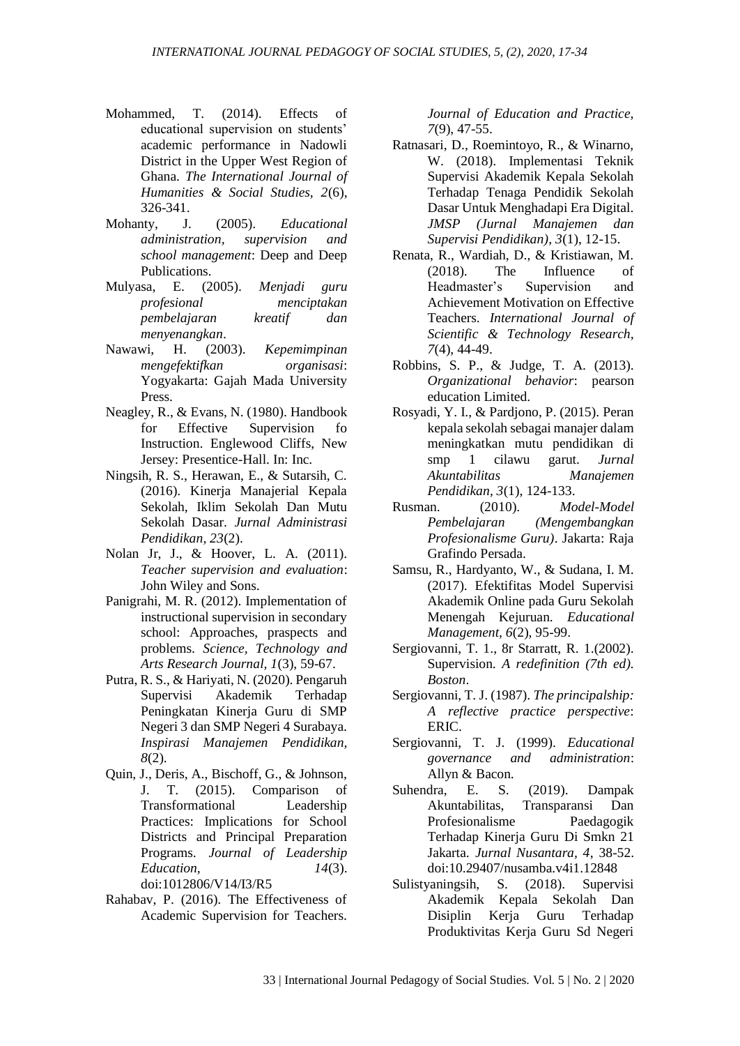Mohammed, T. (2014). Effects of educational supervision on students' academic performance in Nadowli District in the Upper West Region of Ghana. *The International Journal of Humanities & Social Studies, 2*(6), 326-341.

Mohanty, J. (2005). *Educational administration, supervision and school management*: Deep and Deep Publications.

Mulyasa, E. (2005). *Menjadi guru profesional menciptakan pembelajaran kreatif dan menyenangkan*.

Nawawi, H. (2003). *Kepemimpinan mengefektifkan organisasi*: Yogyakarta: Gajah Mada University Press.

Neagley, R., & Evans, N. (1980). Handbook for Effective Supervision fo Instruction. Englewood Cliffs, New Jersey: Presentice-Hall. In: Inc.

Ningsih, R. S., Herawan, E., & Sutarsih, C. (2016). Kinerja Manajerial Kepala Sekolah, Iklim Sekolah Dan Mutu Sekolah Dasar. *Jurnal Administrasi Pendidikan, 23*(2).

Nolan Jr, J., & Hoover, L. A. (2011). *Teacher supervision and evaluation*: John Wiley and Sons.

Panigrahi, M. R. (2012). Implementation of instructional supervision in secondary school: Approaches, praspects and problems. *Science, Technology and Arts Research Journal, 1*(3), 59-67.

Putra, R. S., & Hariyati, N. (2020). Pengaruh Supervisi Akademik Terhadap Peningkatan Kinerja Guru di SMP Negeri 3 dan SMP Negeri 4 Surabaya. *Inspirasi Manajemen Pendidikan, 8*(2).

Quin, J., Deris, A., Bischoff, G., & Johnson, J. T. (2015). Comparison of Transformational Leadership Practices: Implications for School Districts and Principal Preparation Programs. *Journal of Leadership Education, 14*(3). doi:1012806/V14/I3/R5

Rahabav, P. (2016). The Effectiveness of Academic Supervision for Teachers. *Journal of Education and Practice, 7*(9), 47-55.

Ratnasari, D., Roemintoyo, R., & Winarno, W. (2018). Implementasi Teknik Supervisi Akademik Kepala Sekolah Terhadap Tenaga Pendidik Sekolah Dasar Untuk Menghadapi Era Digital. *JMSP (Jurnal Manajemen dan Supervisi Pendidikan), 3*(1), 12-15.

Renata, R., Wardiah, D., & Kristiawan, M. (2018). The Influence of Headmaster's Supervision and Achievement Motivation on Effective Teachers. *International Journal of Scientific & Technology Research, 7*(4), 44-49.

Robbins, S. P., & Judge, T. A. (2013). *Organizational behavior*: pearson education Limited.

Rosyadi, Y. I., & Pardjono, P. (2015). Peran kepala sekolah sebagai manajer dalam meningkatkan mutu pendidikan di smp 1 cilawu garut. *Jurnal Akuntabilitas Manajemen Pendidikan, 3*(1), 124-133.

Rusman. (2010). *Model-Model Pembelajaran (Mengembangkan Profesionalisme Guru)*. Jakarta: Raja Grafindo Persada.

Samsu, R., Hardyanto, W., & Sudana, I. M. (2017). Efektifitas Model Supervisi Akademik Online pada Guru Sekolah Menengah Kejuruan. *Educational Management, 6*(2), 95-99.

Sergiovanni, T. 1., 8r Starratt, R. 1.(2002). Supervision. *A redefinition (7th ed). Boston*.

Sergiovanni, T. J. (1987). *The principalship: A reflective practice perspective*: ERIC.

Sergiovanni, T. J. (1999). *Educational governance and administration*: Allyn & Bacon.

Suhendra, E. S. (2019). Dampak Akuntabilitas, Transparansi Dan Profesionalisme Paedagogik Terhadap Kinerja Guru Di Smkn 21 Jakarta. *Jurnal Nusantara, 4*, 38-52. doi:10.29407/nusamba.v4i1.12848

Sulistyaningsih, S. (2018). Supervisi Akademik Kepala Sekolah Dan Disiplin Kerja Guru Terhadap Produktivitas Kerja Guru Sd Negeri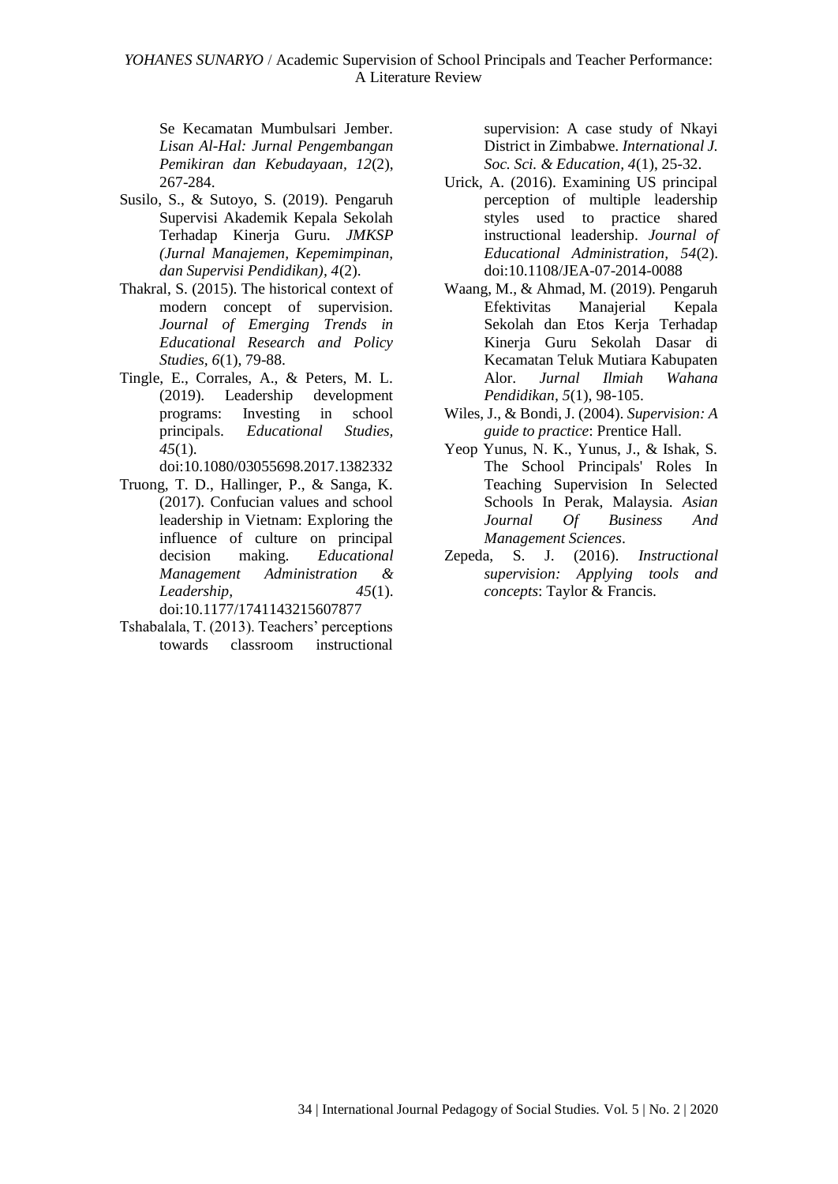Se Kecamatan Mumbulsari Jember. *Lisan Al-Hal: Jurnal Pengembangan Pemikiran dan Kebudayaan, 12*(2), 267-284.

Susilo, S., & Sutoyo, S. (2019). Pengaruh Supervisi Akademik Kepala Sekolah Terhadap Kinerja Guru. *JMKSP (Jurnal Manajemen, Kepemimpinan, dan Supervisi Pendidikan), 4*(2).

Thakral, S. (2015). The historical context of modern concept of supervision. *Journal of Emerging Trends in Educational Research and Policy Studies, 6*(1), 79-88.

Tingle, E., Corrales, A., & Peters, M. L. (2019). Leadership development programs: Investing in school principals. *Educational Studies, 45*(1). doi:10.1080/03055698.2017.1382332

Truong, T. D., Hallinger, P., & Sanga, K. (2017). Confucian values and school leadership in Vietnam: Exploring the influence of culture on principal decision making. *Educational Management Administration & Leadership, 45*(1). doi:10.1177/1741143215607877

Tshabalala, T. (2013). Teachers' perceptions towards classroom instructional supervision: A case study of Nkayi District in Zimbabwe. *International J. Soc. Sci. & Education, 4*(1), 25-32.

Urick, A. (2016). Examining US principal perception of multiple leadership styles used to practice shared instructional leadership. *Journal of Educational Administration, 54*(2). doi:10.1108/JEA-07-2014-0088

Waang, M., & Ahmad, M. (2019). Pengaruh Efektivitas Manajerial Kepala Sekolah dan Etos Kerja Terhadap Kinerja Guru Sekolah Dasar di Kecamatan Teluk Mutiara Kabupaten Alor. *Jurnal Ilmiah Wahana Pendidikan, 5*(1), 98-105.

Wiles, J., & Bondi, J. (2004). *Supervision: A guide to practice*: Prentice Hall.

Yeop Yunus, N. K., Yunus, J., & Ishak, S. The School Principals' Roles In Teaching Supervision In Selected Schools In Perak, Malaysia. *Asian Journal Of Business And Management Sciences*.

Zepeda, S. J. (2016). *Instructional supervision: Applying tools and concepts*: Taylor & Francis.